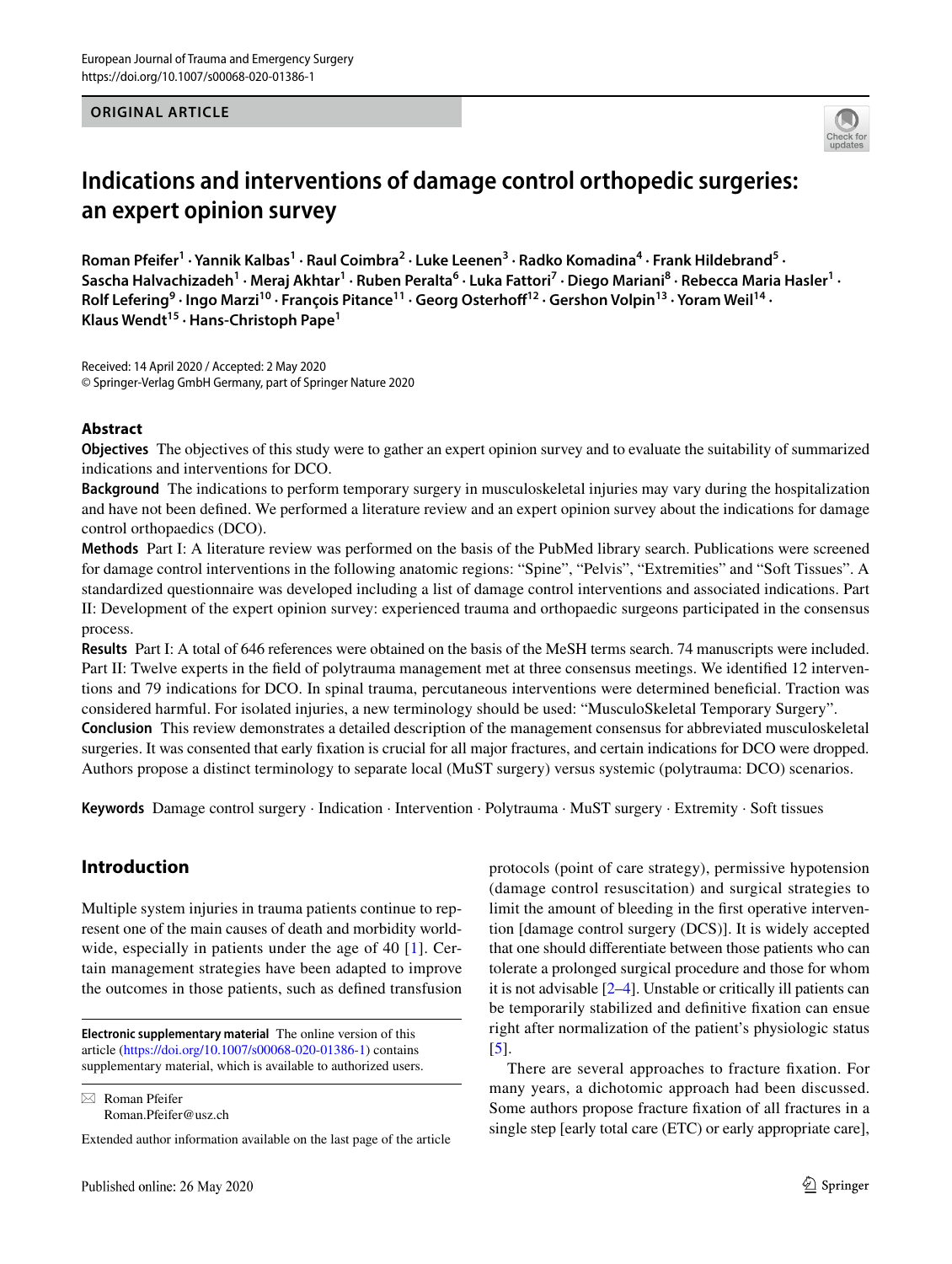ORIGINAL ARTICLE

# Indications and interventions of damage control orthopedic surgeries: an expert opinion survey

**Roman Pfeifer[1] · Yannik Kalbas[1] · Raul Coimbra[2] · Luke Leenen[3] · Radko Komadina[4] · Frank Hildebrand[5] · Sascha Halvachizadeh[1] · Meraj Akhtar[1] · Ruben Peralta[6] · Luka Fattori[7] · Diego Mariani[8] · Rebecca Maria Hasler[1] · Rolf Lefering[9] · Ingo Marzi[10] · François Pitance[11] · Georg Osterhoff[12] · Gershon Volpin[13] · Yoram Weil[14] · Klaus Wendt[15] · Hans-Christoph Pape[1]**

Received: 14 April 2020 / Accepted: 2 May 2020
© Springer-Verlag GmbH Germany, part of Springer Nature 2020

## Abstract

**Objectives** The objectives of this study were to gather an expert opinion survey and to evaluate the suitability of summarized indications and interventions for DCO.

**Background** The indications to perform temporary surgery in musculoskeletal injuries may vary during the hospitalization and have not been defined. We performed a literature review and an expert opinion survey about the indications for damage control orthopaedics (DCO).

**Methods** Part I: A literature review was performed on the basis of the PubMed library search. Publications were screened for damage control interventions in the following anatomic regions: "Spine", "Pelvis", "Extremities" and "Soft Tissues". A standardized questionnaire was developed including a list of damage control interventions and associated indications. Part II: Development of the expert opinion survey: experienced trauma and orthopaedic surgeons participated in the consensus process.

**Results** Part I: A total of 646 references were obtained on the basis of the MeSH terms search. 74 manuscripts were included. Part II: Twelve experts in the field of polytrauma management met at three consensus meetings. We identified 12 interventions and 79 indications for DCO. In spinal trauma, percutaneous interventions were determined beneficial. Traction was considered harmful. For isolated injuries, a new terminology should be used: "MusculoSkeletal Temporary Surgery".

**Conclusion** This review demonstrates a detailed description of the management consensus for abbreviated musculoskeletal surgeries. It was consented that early fixation is crucial for all major fractures, and certain indications for DCO were dropped. Authors propose a distinct terminology to separate local (MuST surgery) versus systemic (polytrauma: DCO) scenarios.

**Keywords** Damage control surgery · Indication · Intervention · Polytrauma · MuST surgery · Extremity · Soft tissues

## Introduction

Multiple system injuries in trauma patients continue to represent one of the main causes of death and morbidity worldwide, especially in patients under the age of 40 [1]. Certain management strategies have been adapted to improve the outcomes in those patients, such as defined transfusion protocols (point of care strategy), permissive hypotension (damage control resuscitation) and surgical strategies to limit the amount of bleeding in the first operative intervention [damage control surgery (DCS)]. It is widely accepted that one should differentiate between those patients who can tolerate a prolonged surgical procedure and those for whom it is not advisable [2–4]. Unstable or critically ill patients can be temporarily stabilized and definitive fixation can ensue right after normalization of the patient's physiologic status [5].

There are several approaches to fracture fixation. For many years, a dichotomic approach had been discussed. Some authors propose fracture fixation of all fractures in a single step [early total care (ETC) or early appropriate care],

**Electronic supplementary material** The online version of this article (https://doi.org/10.1007/s00068-020-01386-1) contains supplementary material, which is available to authorized users.

✉ Roman Pfeifer
Roman.Pfeifer@usz.ch

Extended author information available on the last page of the article

Published online: 26 May 2020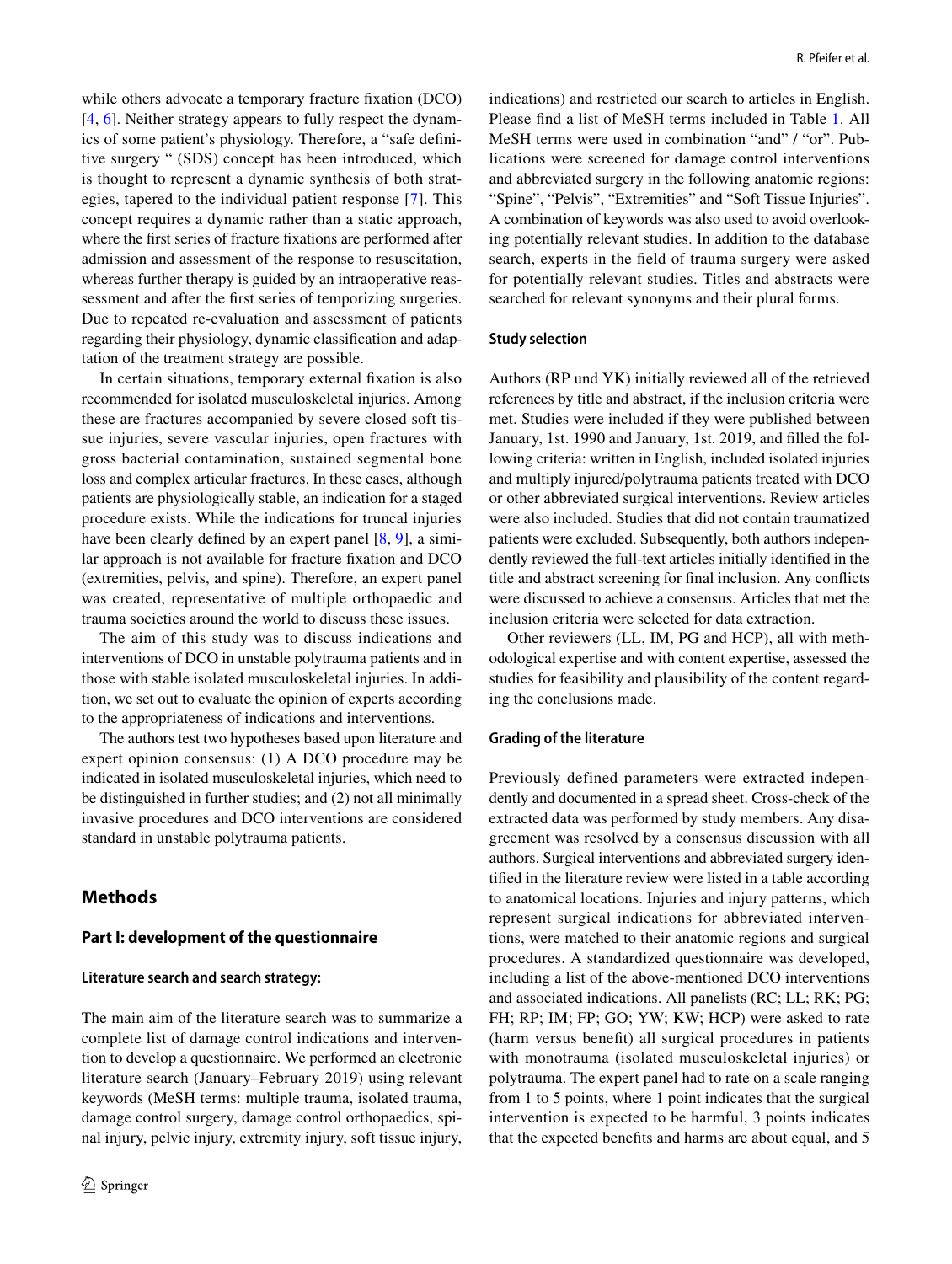while others advocate a temporary fracture fixation (DCO) [4, 6]. Neither strategy appears to fully respect the dynamics of some patient's physiology. Therefore, a "safe definitive surgery " (SDS) concept has been introduced, which is thought to represent a dynamic synthesis of both strategies, tapered to the individual patient response [7]. This concept requires a dynamic rather than a static approach, where the first series of fracture fixations are performed after admission and assessment of the response to resuscitation, whereas further therapy is guided by an intraoperative reassessment and after the first series of temporizing surgeries. Due to repeated re-evaluation and assessment of patients regarding their physiology, dynamic classification and adaptation of the treatment strategy are possible.

In certain situations, temporary external fixation is also recommended for isolated musculoskeletal injuries. Among these are fractures accompanied by severe closed soft tissue injuries, severe vascular injuries, open fractures with gross bacterial contamination, sustained segmental bone loss and complex articular fractures. In these cases, although patients are physiologically stable, an indication for a staged procedure exists. While the indications for truncal injuries have been clearly defined by an expert panel [8, 9], a similar approach is not available for fracture fixation and DCO (extremities, pelvis, and spine). Therefore, an expert panel was created, representative of multiple orthopaedic and trauma societies around the world to discuss these issues.

The aim of this study was to discuss indications and interventions of DCO in unstable polytrauma patients and in those with stable isolated musculoskeletal injuries. In addition, we set out to evaluate the opinion of experts according to the appropriateness of indications and interventions.

The authors test two hypotheses based upon literature and expert opinion consensus: (1) A DCO procedure may be indicated in isolated musculoskeletal injuries, which need to be distinguished in further studies; and (2) not all minimally invasive procedures and DCO interventions are considered standard in unstable polytrauma patients.

## Methods

### Part I: development of the questionnaire

#### Literature search and search strategy:

The main aim of the literature search was to summarize a complete list of damage control indications and intervention to develop a questionnaire. We performed an electronic literature search (January–February 2019) using relevant keywords (MeSH terms: multiple trauma, isolated trauma, damage control surgery, damage control orthopaedics, spinal injury, pelvic injury, extremity injury, soft tissue injury, indications) and restricted our search to articles in English. Please find a list of MeSH terms included in Table 1. All MeSH terms were used in combination "and" / "or". Publications were screened for damage control interventions and abbreviated surgery in the following anatomic regions: "Spine", "Pelvis", "Extremities" and "Soft Tissue Injuries". A combination of keywords was also used to avoid overlooking potentially relevant studies. In addition to the database search, experts in the field of trauma surgery were asked for potentially relevant studies. Titles and abstracts were searched for relevant synonyms and their plural forms.

#### Study selection

Authors (RP und YK) initially reviewed all of the retrieved references by title and abstract, if the inclusion criteria were met. Studies were included if they were published between January, 1st. 1990 and January, 1st. 2019, and filled the following criteria: written in English, included isolated injuries and multiply injured/polytrauma patients treated with DCO or other abbreviated surgical interventions. Review articles were also included. Studies that did not contain traumatized patients were excluded. Subsequently, both authors independently reviewed the full-text articles initially identified in the title and abstract screening for final inclusion. Any conflicts were discussed to achieve a consensus. Articles that met the inclusion criteria were selected for data extraction.

Other reviewers (LL, IM, PG and HCP), all with methodological expertise and with content expertise, assessed the studies for feasibility and plausibility of the content regarding the conclusions made.

#### Grading of the literature

Previously defined parameters were extracted independently and documented in a spread sheet. Cross-check of the extracted data was performed by study members. Any disagreement was resolved by a consensus discussion with all authors. Surgical interventions and abbreviated surgery identified in the literature review were listed in a table according to anatomical locations. Injuries and injury patterns, which represent surgical indications for abbreviated interventions, were matched to their anatomic regions and surgical procedures. A standardized questionnaire was developed, including a list of the above-mentioned DCO interventions and associated indications. All panelists (RC; LL; RK; PG; FH; RP; IM; FP; GO; YW; KW; HCP) were asked to rate (harm versus benefit) all surgical procedures in patients with monotrauma (isolated musculoskeletal injuries) or polytrauma. The expert panel had to rate on a scale ranging from 1 to 5 points, where 1 point indicates that the surgical intervention is expected to be harmful, 3 points indicates that the expected benefits and harms are about equal, and 5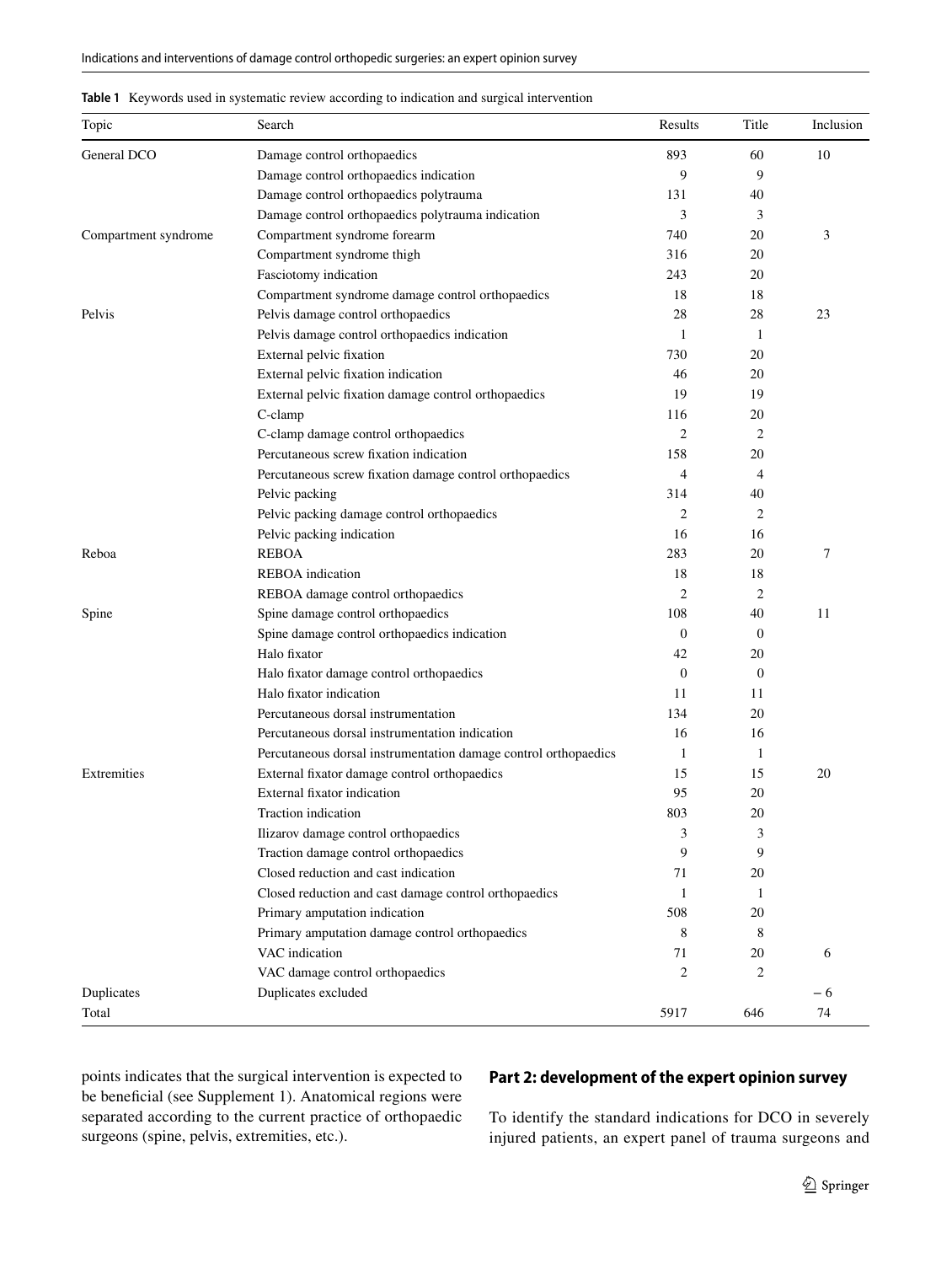**Table 1** Keywords used in systematic review according to indication and surgical intervention

| Topic | Search | Results | Title | Inclusion |
|---|---|---|---|---|
| General DCO | Damage control orthopaedics | 893 | 60 | 10 |
| | Damage control orthopaedics indication | 9 | 9 | |
| | Damage control orthopaedics polytrauma | 131 | 40 | |
| | Damage control orthopaedics polytrauma indication | 3 | 3 | |
| Compartment syndrome | Compartment syndrome forearm | 740 | 20 | 3 |
| | Compartment syndrome thigh | 316 | 20 | |
| | Fasciotomy indication | 243 | 20 | |
| | Compartment syndrome damage control orthopaedics | 18 | 18 | |
| Pelvis | Pelvis damage control orthopaedics | 28 | 28 | 23 |
| | Pelvis damage control orthopaedics indication | 1 | 1 | |
| | External pelvic fixation | 730 | 20 | |
| | External pelvic fixation indication | 46 | 20 | |
| | External pelvic fixation damage control orthopaedics | 19 | 19 | |
| | C-clamp | 116 | 20 | |
| | C-clamp damage control orthopaedics | 2 | 2 | |
| | Percutaneous screw fixation indication | 158 | 20 | |
| | Percutaneous screw fixation damage control orthopaedics | 4 | 4 | |
| | Pelvic packing | 314 | 40 | |
| | Pelvic packing damage control orthopaedics | 2 | 2 | |
| | Pelvic packing indication | 16 | 16 | |
| Reboa | REBOA | 283 | 20 | 7 |
| | REBOA indication | 18 | 18 | |
| | REBOA damage control orthopaedics | 2 | 2 | |
| Spine | Spine damage control orthopaedics | 108 | 40 | 11 |
| | Spine damage control orthopaedics indication | 0 | 0 | |
| | Halo fixator | 42 | 20 | |
| | Halo fixator damage control orthopaedics | 0 | 0 | |
| | Halo fixator indication | 11 | 11 | |
| | Percutaneous dorsal instrumentation | 134 | 20 | |
| | Percutaneous dorsal instrumentation indication | 16 | 16 | |
| | Percutaneous dorsal instrumentation damage control orthopaedics | 1 | 1 | |
| Extremities | External fixator damage control orthopaedics | 15 | 15 | 20 |
| | External fixator indication | 95 | 20 | |
| | Traction indication | 803 | 20 | |
| | Ilizarov damage control orthopaedics | 3 | 3 | |
| | Traction damage control orthopaedics | 9 | 9 | |
| | Closed reduction and cast indication | 71 | 20 | |
| | Closed reduction and cast damage control orthopaedics | 1 | 1 | |
| | Primary amputation indication | 508 | 20 | |
| | Primary amputation damage control orthopaedics | 8 | 8 | |
| | VAC indication | 71 | 20 | 6 |
| | VAC damage control orthopaedics | 2 | 2 | |
| Duplicates | Duplicates excluded | | | − 6 |
| Total | | 5917 | 646 | 74 |

points indicates that the surgical intervention is expected to be beneficial (see Supplement 1). Anatomical regions were separated according to the current practice of orthopaedic surgeons (spine, pelvis, extremities, etc.).

### Part 2: development of the expert opinion survey

To identify the standard indications for DCO in severely injured patients, an expert panel of trauma surgeons and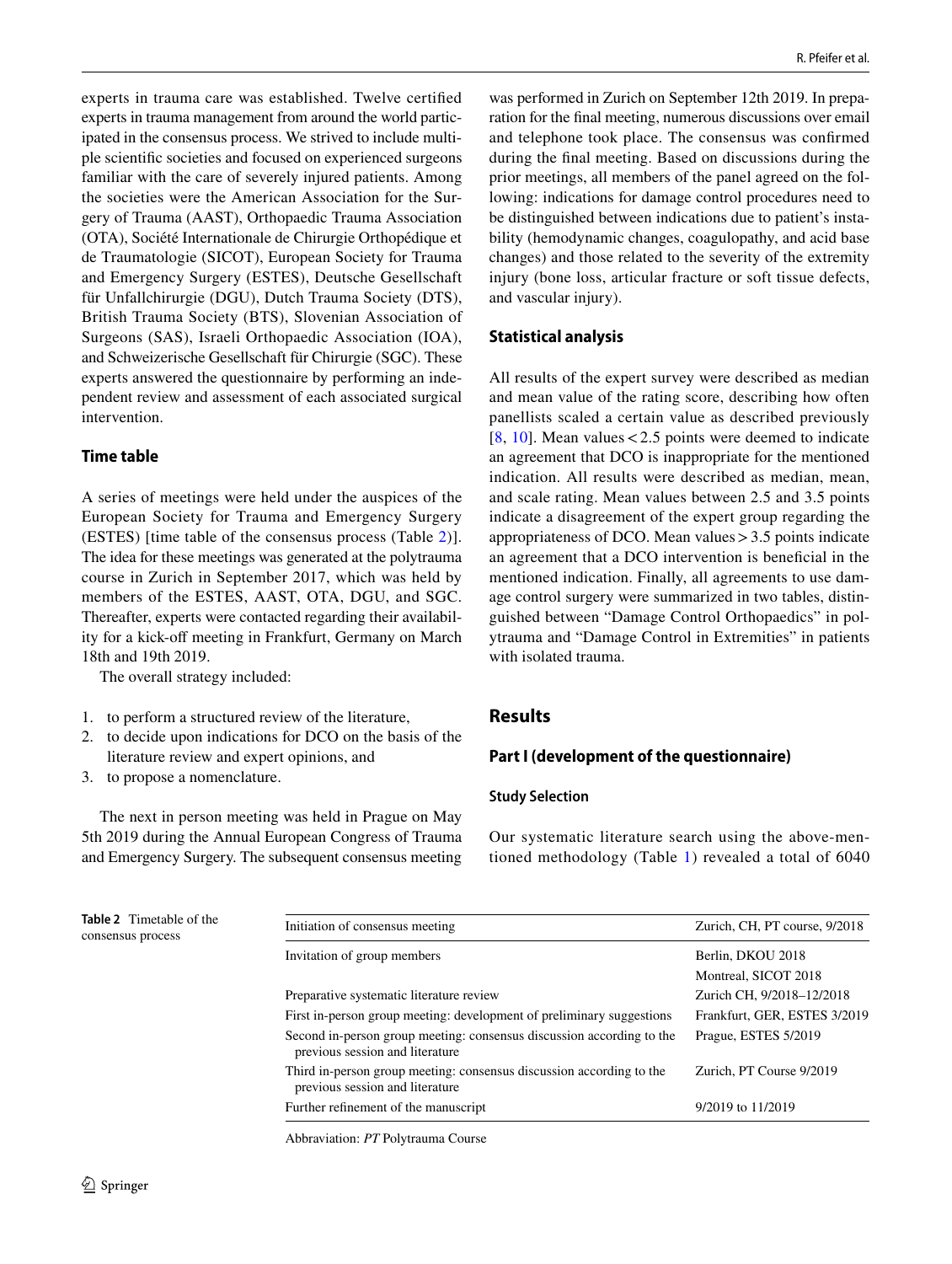experts in trauma care was established. Twelve certified experts in trauma management from around the world participated in the consensus process. We strived to include multiple scientific societies and focused on experienced surgeons familiar with the care of severely injured patients. Among the societies were the American Association for the Surgery of Trauma (AAST), Orthopaedic Trauma Association (OTA), Société Internationale de Chirurgie Orthopédique et de Traumatologie (SICOT), European Society for Trauma and Emergency Surgery (ESTES), Deutsche Gesellschaft für Unfallchirurgie (DGU), Dutch Trauma Society (DTS), British Trauma Society (BTS), Slovenian Association of Surgeons (SAS), Israeli Orthopaedic Association (IOA), and Schweizerische Gesellschaft für Chirurgie (SGC). These experts answered the questionnaire by performing an independent review and assessment of each associated surgical intervention.

### Time table

A series of meetings were held under the auspices of the European Society for Trauma and Emergency Surgery (ESTES) [time table of the consensus process (Table 2)]. The idea for these meetings was generated at the polytrauma course in Zurich in September 2017, which was held by members of the ESTES, AAST, OTA, DGU, and SGC. Thereafter, experts were contacted regarding their availability for a kick-off meeting in Frankfurt, Germany on March 18th and 19th 2019.

The overall strategy included:

1. to perform a structured review of the literature,
2. to decide upon indications for DCO on the basis of the literature review and expert opinions, and
3. to propose a nomenclature.

The next in person meeting was held in Prague on May 5th 2019 during the Annual European Congress of Trauma and Emergency Surgery. The subsequent consensus meeting was performed in Zurich on September 12th 2019. In preparation for the final meeting, numerous discussions over email and telephone took place. The consensus was confirmed during the final meeting. Based on discussions during the prior meetings, all members of the panel agreed on the following: indications for damage control procedures need to be distinguished between indications due to patient's instability (hemodynamic changes, coagulopathy, and acid base changes) and those related to the severity of the extremity injury (bone loss, articular fracture or soft tissue defects, and vascular injury).

### Statistical analysis

All results of the expert survey were described as median and mean value of the rating score, describing how often panellists scaled a certain value as described previously [8, 10]. Mean values < 2.5 points were deemed to indicate an agreement that DCO is inappropriate for the mentioned indication. All results were described as median, mean, and scale rating. Mean values between 2.5 and 3.5 points indicate a disagreement of the expert group regarding the appropriateness of DCO. Mean values > 3.5 points indicate an agreement that a DCO intervention is beneficial in the mentioned indication. Finally, all agreements to use damage control surgery were summarized in two tables, distinguished between "Damage Control Orthopaedics" in polytrauma and "Damage Control in Extremities" in patients with isolated trauma.

## Results

### Part I (development of the questionnaire)

#### Study Selection

Our systematic literature search using the above-mentioned methodology (Table 1) revealed a total of 6040

**Table 2** Timetable of the consensus process

| Initiation of consensus meeting | Zurich, CH, PT course, 9/2018 |
|---|---|
| Invitation of group members | Berlin, DKOU 2018<br>Montreal, SICOT 2018 |
| Preparative systematic literature review | Zurich CH, 9/2018–12/2018 |
| First in-person group meeting: development of preliminary suggestions | Frankfurt, GER, ESTES 3/2019 |
| Second in-person group meeting: consensus discussion according to the previous session and literature | Prague, ESTES 5/2019 |
| Third in-person group meeting: consensus discussion according to the previous session and literature | Zurich, PT Course 9/2019 |
| Further refinement of the manuscript | 9/2019 to 11/2019 |

Abbreviation: *PT* Polytrauma Course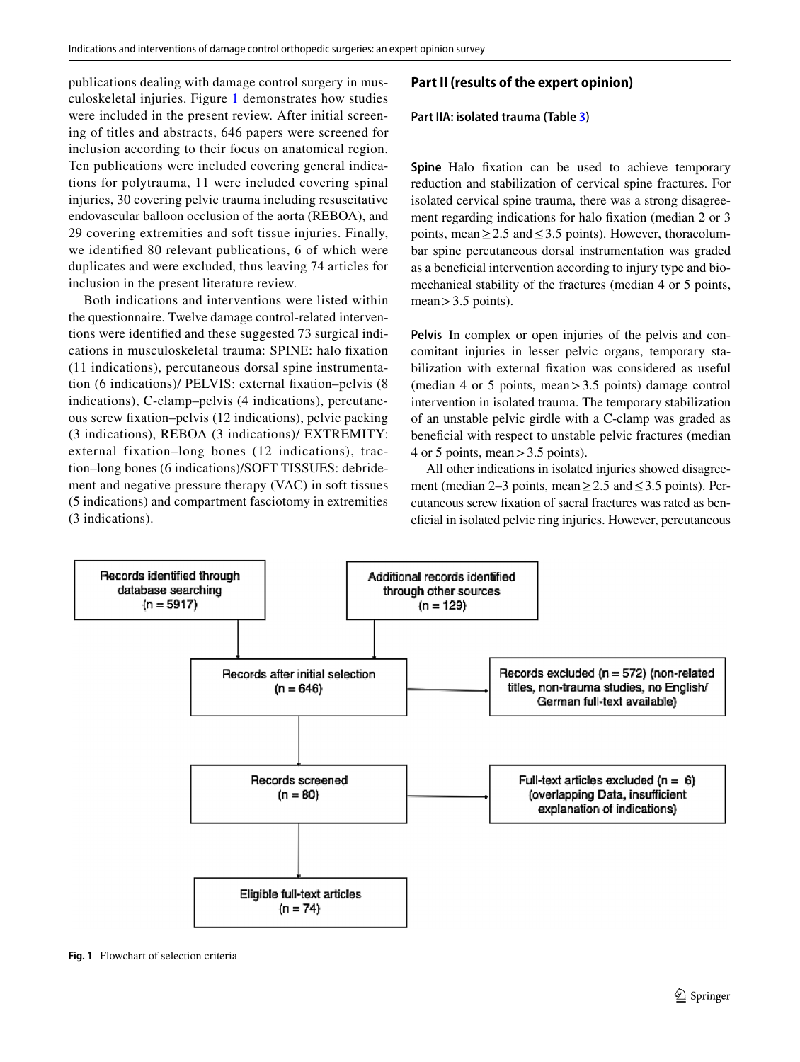publications dealing with damage control surgery in musculoskeletal injuries. Figure 1 demonstrates how studies were included in the present review. After initial screening of titles and abstracts, 646 papers were screened for inclusion according to their focus on anatomical region. Ten publications were included covering general indications for polytrauma, 11 were included covering spinal injuries, 30 covering pelvic trauma including resuscitative endovascular balloon occlusion of the aorta (REBOA), and 29 covering extremities and soft tissue injuries. Finally, we identified 80 relevant publications, 6 of which were duplicates and were excluded, thus leaving 74 articles for inclusion in the present literature review.

Both indications and interventions were listed within the questionnaire. Twelve damage control-related interventions were identified and these suggested 73 surgical indications in musculoskeletal trauma: SPINE: halo fixation (11 indications), percutaneous dorsal spine instrumentation (6 indications)/ PELVIS: external fixation–pelvis (8 indications), C-clamp–pelvis (4 indications), percutaneous screw fixation–pelvis (12 indications), pelvic packing (3 indications), REBOA (3 indications)/ EXTREMITY: external fixation–long bones (12 indications), traction–long bones (6 indications)/SOFT TISSUES: debridement and negative pressure therapy (VAC) in soft tissues (5 indications) and compartment fasciotomy in extremities (3 indications).

## Part II (results of the expert opinion)

### Part IIA: isolated trauma (Table 3)

**Spine** Halo fixation can be used to achieve temporary reduction and stabilization of cervical spine fractures. For isolated cervical spine trauma, there was a strong disagreement regarding indications for halo fixation (median 2 or 3 points, mean $\geq 2.5$ and $\leq 3.5$ points). However, thoracolumbar spine percutaneous dorsal instrumentation was graded as a beneficial intervention according to injury type and biomechanical stability of the fractures (median 4 or 5 points, mean $> 3.5$ points).

**Pelvis** In complex or open injuries of the pelvis and concomitant injuries in lesser pelvic organs, temporary stabilization with external fixation was considered as useful (median 4 or 5 points, mean $> 3.5$ points) damage control intervention in isolated trauma. The temporary stabilization of an unstable pelvic girdle with a C-clamp was graded as beneficial with respect to unstable pelvic fractures (median 4 or 5 points, mean $> 3.5$ points).

All other indications in isolated injuries showed disagreement (median 2–3 points, mean $\geq 2.5$ and $\leq 3.5$ points). Percutaneous screw fixation of sacral fractures was rated as beneficial in isolated pelvic ring injuries. However, percutaneous

```
Records identified through database searching (n = 5917)
Additional records identified through other sources (n = 129)
        ↓
Records after initial selection (n = 646)  →  Records excluded (n = 572) (non-related titles, non-trauma studies, no English/German full-text available)
        ↓
Records screened (n = 80)  →  Full-text articles excluded (n = 6) (overlapping Data, insufficient explanation of indications)
        ↓
Eligible full-text articles (n = 74)
```

**Fig. 1** Flowchart of selection criteria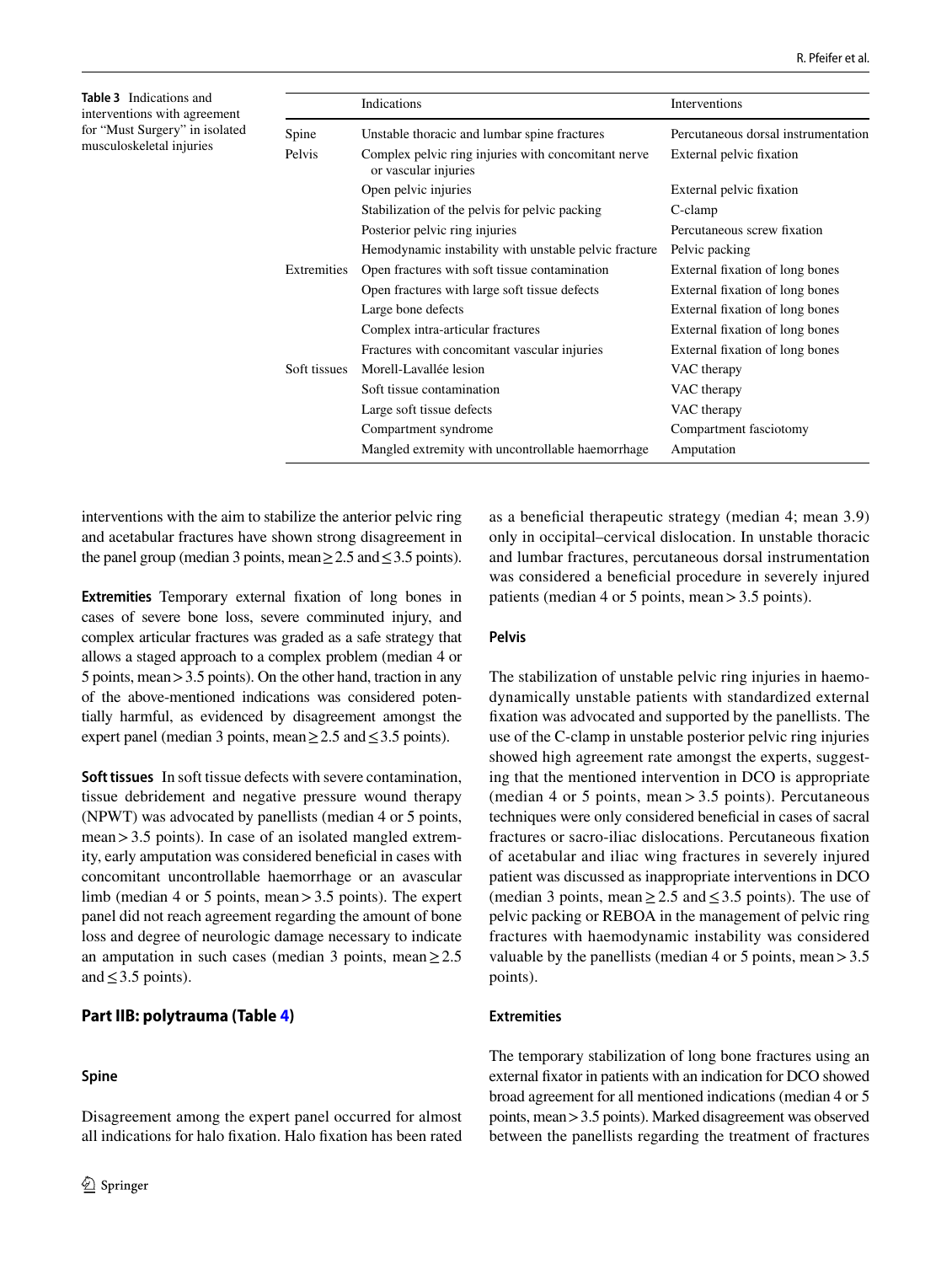**Table 3** Indications and interventions with agreement for "Must Surgery" in isolated musculoskeletal injuries

| | Indications | Interventions |
|---|---|---|
| Spine | Unstable thoracic and lumbar spine fractures | Percutaneous dorsal instrumentation |
| Pelvis | Complex pelvic ring injuries with concomitant nerve or vascular injuries | External pelvic fixation |
| | Open pelvic injuries | External pelvic fixation |
| | Stabilization of the pelvis for pelvic packing | C-clamp |
| | Posterior pelvic ring injuries | Percutaneous screw fixation |
| | Hemodynamic instability with unstable pelvic fracture | Pelvic packing |
| Extremities | Open fractures with soft tissue contamination | External fixation of long bones |
| | Open fractures with large soft tissue defects | External fixation of long bones |
| | Large bone defects | External fixation of long bones |
| | Complex intra-articular fractures | External fixation of long bones |
| | Fractures with concomitant vascular injuries | External fixation of long bones |
| Soft tissues | Morell-Lavallée lesion | VAC therapy |
| | Soft tissue contamination | VAC therapy |
| | Large soft tissue defects | VAC therapy |
| | Compartment syndrome | Compartment fasciotomy |
| | Mangled extremity with uncontrollable haemorrhage | Amputation |

interventions with the aim to stabilize the anterior pelvic ring and acetabular fractures have shown strong disagreement in the panel group (median 3 points, mean $\geq$ 2.5 and $\leq$ 3.5 points).

**Extremities** Temporary external fixation of long bones in cases of severe bone loss, severe comminuted injury, and complex articular fractures was graded as a safe strategy that allows a staged approach to a complex problem (median 4 or 5 points, mean > 3.5 points). On the other hand, traction in any of the above-mentioned indications was considered potentially harmful, as evidenced by disagreement amongst the expert panel (median 3 points, mean $\geq$ 2.5 and $\leq$ 3.5 points).

**Soft tissues** In soft tissue defects with severe contamination, tissue debridement and negative pressure wound therapy (NPWT) was advocated by panellists (median 4 or 5 points, mean > 3.5 points). In case of an isolated mangled extremity, early amputation was considered beneficial in cases with concomitant uncontrollable haemorrhage or an avascular limb (median 4 or 5 points, mean > 3.5 points). The expert panel did not reach agreement regarding the amount of bone loss and degree of neurologic damage necessary to indicate an amputation in such cases (median 3 points, mean $\geq$ 2.5 and $\leq$ 3.5 points).

## Part IIB: polytrauma (Table 4)

### Spine

Disagreement among the expert panel occurred for almost all indications for halo fixation. Halo fixation has been rated as a beneficial therapeutic strategy (median 4; mean 3.9) only in occipital–cervical dislocation. In unstable thoracic and lumbar fractures, percutaneous dorsal instrumentation was considered a beneficial procedure in severely injured patients (median 4 or 5 points, mean > 3.5 points).

### Pelvis

The stabilization of unstable pelvic ring injuries in haemodynamically unstable patients with standardized external fixation was advocated and supported by the panellists. The use of the C-clamp in unstable posterior pelvic ring injuries showed high agreement rate amongst the experts, suggesting that the mentioned intervention in DCO is appropriate (median 4 or 5 points, mean > 3.5 points). Percutaneous techniques were only considered beneficial in cases of sacral fractures or sacro-iliac dislocations. Percutaneous fixation of acetabular and iliac wing fractures in severely injured patient was discussed as inappropriate interventions in DCO (median 3 points, mean $\geq$ 2.5 and $\leq$ 3.5 points). The use of pelvic packing or REBOA in the management of pelvic ring fractures with haemodynamic instability was considered valuable by the panellists (median 4 or 5 points, mean > 3.5 points).

### Extremities

The temporary stabilization of long bone fractures using an external fixator in patients with an indication for DCO showed broad agreement for all mentioned indications (median 4 or 5 points, mean > 3.5 points). Marked disagreement was observed between the panellists regarding the treatment of fractures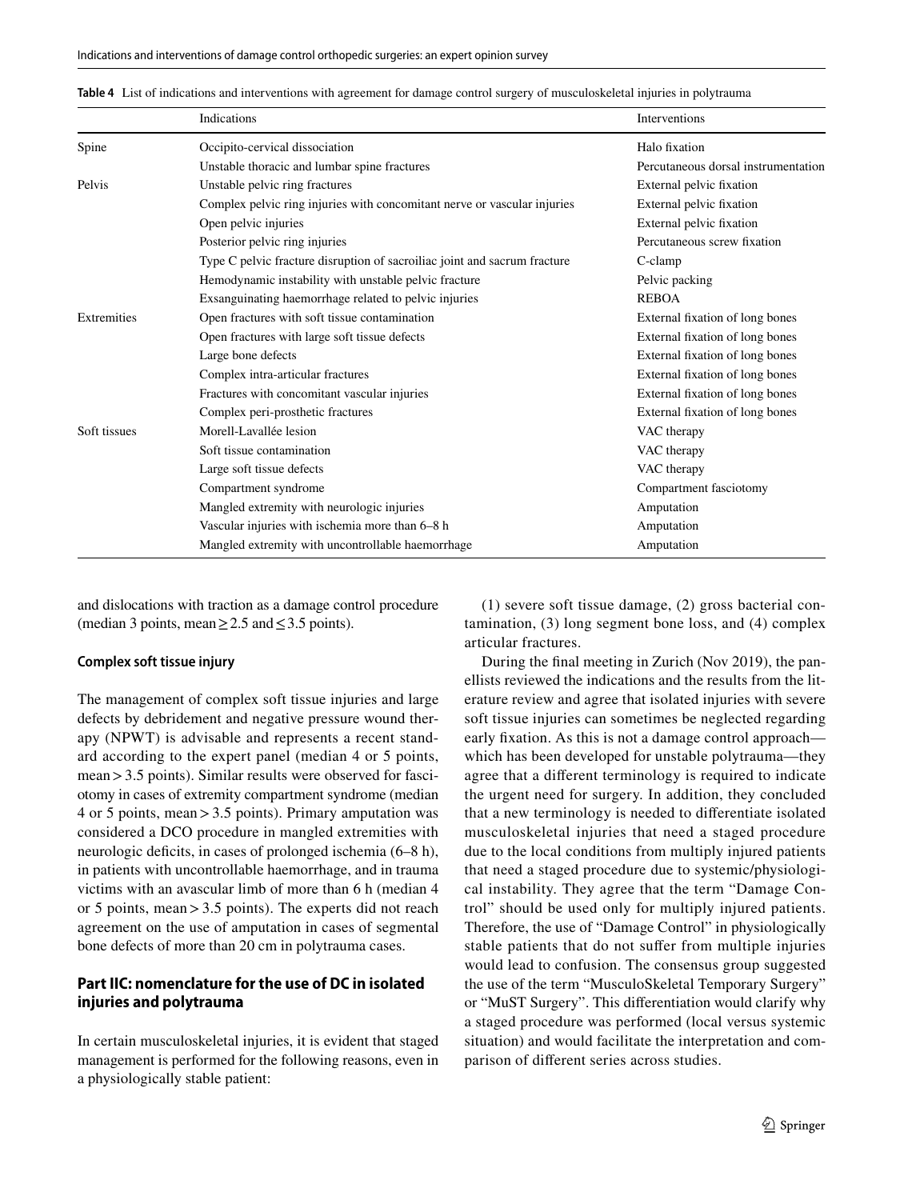**Table 4** List of indications and interventions with agreement for damage control surgery of musculoskeletal injuries in polytrauma

| | Indications | Interventions |
|---|---|---|
| Spine | Occipito-cervical dissociation | Halo fixation |
| | Unstable thoracic and lumbar spine fractures | Percutaneous dorsal instrumentation |
| Pelvis | Unstable pelvic ring fractures | External pelvic fixation |
| | Complex pelvic ring injuries with concomitant nerve or vascular injuries | External pelvic fixation |
| | Open pelvic injuries | External pelvic fixation |
| | Posterior pelvic ring injuries | Percutaneous screw fixation |
| | Type C pelvic fracture disruption of sacroiliac joint and sacrum fracture | C-clamp |
| | Hemodynamic instability with unstable pelvic fracture | Pelvic packing |
| | Exsanguinating haemorrhage related to pelvic injuries | REBOA |
| Extremities | Open fractures with soft tissue contamination | External fixation of long bones |
| | Open fractures with large soft tissue defects | External fixation of long bones |
| | Large bone defects | External fixation of long bones |
| | Complex intra-articular fractures | External fixation of long bones |
| | Fractures with concomitant vascular injuries | External fixation of long bones |
| | Complex peri-prosthetic fractures | External fixation of long bones |
| Soft tissues | Morell-Lavallée lesion | VAC therapy |
| | Soft tissue contamination | VAC therapy |
| | Large soft tissue defects | VAC therapy |
| | Compartment syndrome | Compartment fasciotomy |
| | Mangled extremity with neurologic injuries | Amputation |
| | Vascular injuries with ischemia more than 6–8 h | Amputation |
| | Mangled extremity with uncontrollable haemorrhage | Amputation |

and dislocations with traction as a damage control procedure (median 3 points, mean ≥ 2.5 and ≤ 3.5 points).

### Complex soft tissue injury

The management of complex soft tissue injuries and large defects by debridement and negative pressure wound therapy (NPWT) is advisable and represents a recent standard according to the expert panel (median 4 or 5 points, mean > 3.5 points). Similar results were observed for fasciotomy in cases of extremity compartment syndrome (median 4 or 5 points, mean > 3.5 points). Primary amputation was considered a DCO procedure in mangled extremities with neurologic deficits, in cases of prolonged ischemia (6–8 h), in patients with uncontrollable haemorrhage, and in trauma victims with an avascular limb of more than 6 h (median 4 or 5 points, mean > 3.5 points). The experts did not reach agreement on the use of amputation in cases of segmental bone defects of more than 20 cm in polytrauma cases.

## Part IIC: nomenclature for the use of DC in isolated injuries and polytrauma

In certain musculoskeletal injuries, it is evident that staged management is performed for the following reasons, even in a physiologically stable patient:

(1) severe soft tissue damage, (2) gross bacterial contamination, (3) long segment bone loss, and (4) complex articular fractures.

During the final meeting in Zurich (Nov 2019), the panellists reviewed the indications and the results from the literature review and agree that isolated injuries with severe soft tissue injuries can sometimes be neglected regarding early fixation. As this is not a damage control approach—which has been developed for unstable polytrauma—they agree that a different terminology is required to indicate the urgent need for surgery. In addition, they concluded that a new terminology is needed to differentiate isolated musculoskeletal injuries that need a staged procedure due to the local conditions from multiply injured patients that need a staged procedure due to systemic/physiological instability. They agree that the term "Damage Control" should be used only for multiply injured patients. Therefore, the use of "Damage Control" in physiologically stable patients that do not suffer from multiple injuries would lead to confusion. The consensus group suggested the use of the term "MusculoSkeletal Temporary Surgery" or "MuST Surgery". This differentiation would clarify why a staged procedure was performed (local versus systemic situation) and would facilitate the interpretation and comparison of different series across studies.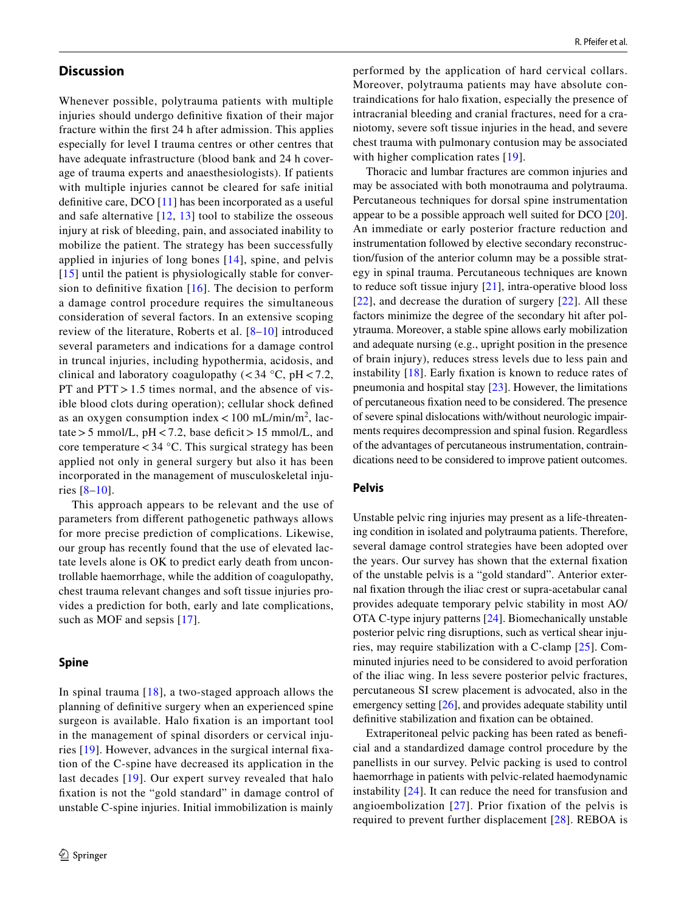## Discussion

Whenever possible, polytrauma patients with multiple injuries should undergo definitive fixation of their major fracture within the first 24 h after admission. This applies especially for level I trauma centres or other centres that have adequate infrastructure (blood bank and 24 h coverage of trauma experts and anaesthesiologists). If patients with multiple injuries cannot be cleared for safe initial definitive care, DCO [11] has been incorporated as a useful and safe alternative [12, 13] tool to stabilize the osseous injury at risk of bleeding, pain, and associated inability to mobilize the patient. The strategy has been successfully applied in injuries of long bones [14], spine, and pelvis [15] until the patient is physiologically stable for conversion to definitive fixation [16]. The decision to perform a damage control procedure requires the simultaneous consideration of several factors. In an extensive scoping review of the literature, Roberts et al. [8–10] introduced several parameters and indications for a damage control in truncal injuries, including hypothermia, acidosis, and clinical and laboratory coagulopathy (< 34 °C, pH < 7.2, PT and PTT > 1.5 times normal, and the absence of visible blood clots during operation); cellular shock defined as an oxygen consumption index < 100 mL/min/m$^2$, lactate > 5 mmol/L, pH < 7.2, base deficit > 15 mmol/L, and core temperature < 34 °C. This surgical strategy has been applied not only in general surgery but also it has been incorporated in the management of musculoskeletal injuries [8–10].

This approach appears to be relevant and the use of parameters from different pathogenetic pathways allows for more precise prediction of complications. Likewise, our group has recently found that the use of elevated lactate levels alone is OK to predict early death from uncontrollable haemorrhage, while the addition of coagulopathy, chest trauma relevant changes and soft tissue injuries provides a prediction for both, early and late complications, such as MOF and sepsis [17].

### Spine

In spinal trauma [18], a two-staged approach allows the planning of definitive surgery when an experienced spine surgeon is available. Halo fixation is an important tool in the management of spinal disorders or cervical injuries [19]. However, advances in the surgical internal fixation of the C-spine have decreased its application in the last decades [19]. Our expert survey revealed that halo fixation is not the "gold standard" in damage control of unstable C-spine injuries. Initial immobilization is mainly performed by the application of hard cervical collars. Moreover, polytrauma patients may have absolute contraindications for halo fixation, especially the presence of intracranial bleeding and cranial fractures, need for a craniotomy, severe soft tissue injuries in the head, and severe chest trauma with pulmonary contusion may be associated with higher complication rates [19].

Thoracic and lumbar fractures are common injuries and may be associated with both monotrauma and polytrauma. Percutaneous techniques for dorsal spine instrumentation appear to be a possible approach well suited for DCO [20]. An immediate or early posterior fracture reduction and instrumentation followed by elective secondary reconstruction/fusion of the anterior column may be a possible strategy in spinal trauma. Percutaneous techniques are known to reduce soft tissue injury [21], intra-operative blood loss [22], and decrease the duration of surgery [22]. All these factors minimize the degree of the secondary hit after polytrauma. Moreover, a stable spine allows early mobilization and adequate nursing (e.g., upright position in the presence of brain injury), reduces stress levels due to less pain and instability [18]. Early fixation is known to reduce rates of pneumonia and hospital stay [23]. However, the limitations of percutaneous fixation need to be considered. The presence of severe spinal dislocations with/without neurologic impairments requires decompression and spinal fusion. Regardless of the advantages of percutaneous instrumentation, contraindications need to be considered to improve patient outcomes.

### Pelvis

Unstable pelvic ring injuries may present as a life-threatening condition in isolated and polytrauma patients. Therefore, several damage control strategies have been adopted over the years. Our survey has shown that the external fixation of the unstable pelvis is a "gold standard". Anterior external fixation through the iliac crest or supra-acetabular canal provides adequate temporary pelvic stability in most AO/OTA C-type injury patterns [24]. Biomechanically unstable posterior pelvic ring disruptions, such as vertical shear injuries, may require stabilization with a C-clamp [25]. Comminuted injuries need to be considered to avoid perforation of the iliac wing. In less severe posterior pelvic fractures, percutaneous SI screw placement is advocated, also in the emergency setting [26], and provides adequate stability until definitive stabilization and fixation can be obtained.

Extraperitoneal pelvic packing has been rated as beneficial and a standardized damage control procedure by the panellists in our survey. Pelvic packing is used to control haemorrhage in patients with pelvic-related haemodynamic instability [24]. It can reduce the need for transfusion and angioembolization [27]. Prior fixation of the pelvis is required to prevent further displacement [28]. REBOA is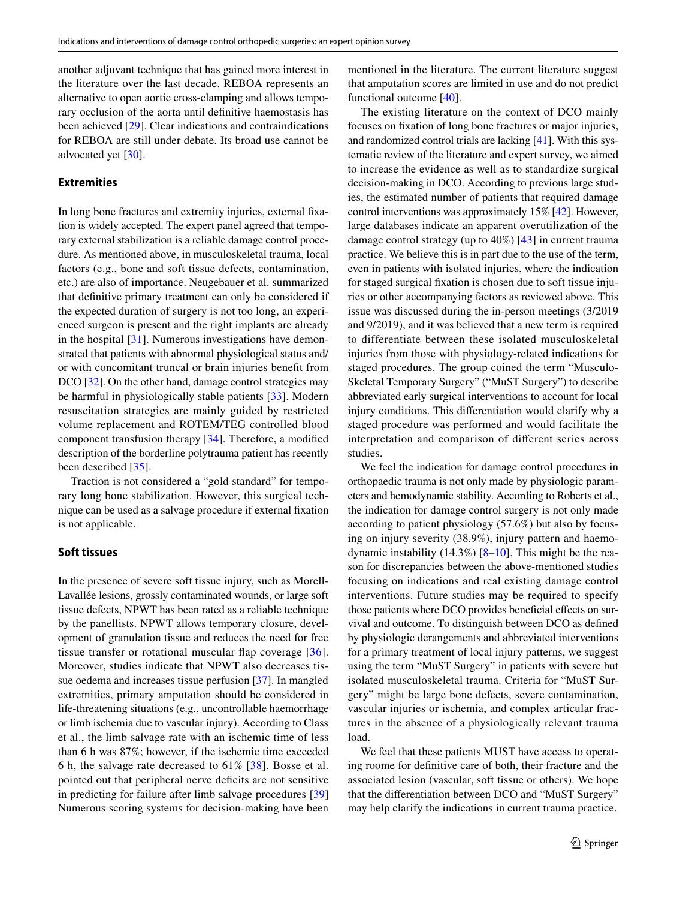another adjuvant technique that has gained more interest in the literature over the last decade. REBOA represents an alternative to open aortic cross-clamping and allows temporary occlusion of the aorta until definitive haemostasis has been achieved [29]. Clear indications and contraindications for REBOA are still under debate. Its broad use cannot be advocated yet [30].

### Extremities

In long bone fractures and extremity injuries, external fixation is widely accepted. The expert panel agreed that temporary external stabilization is a reliable damage control procedure. As mentioned above, in musculoskeletal trauma, local factors (e.g., bone and soft tissue defects, contamination, etc.) are also of importance. Neugebauer et al. summarized that definitive primary treatment can only be considered if the expected duration of surgery is not too long, an experienced surgeon is present and the right implants are already in the hospital [31]. Numerous investigations have demonstrated that patients with abnormal physiological status and/or with concomitant truncal or brain injuries benefit from DCO [32]. On the other hand, damage control strategies may be harmful in physiologically stable patients [33]. Modern resuscitation strategies are mainly guided by restricted volume replacement and ROTEM/TEG controlled blood component transfusion therapy [34]. Therefore, a modified description of the borderline polytrauma patient has recently been described [35].

Traction is not considered a "gold standard" for temporary long bone stabilization. However, this surgical technique can be used as a salvage procedure if external fixation is not applicable.

### Soft tissues

In the presence of severe soft tissue injury, such as Morell-Lavallée lesions, grossly contaminated wounds, or large soft tissue defects, NPWT has been rated as a reliable technique by the panellists. NPWT allows temporary closure, development of granulation tissue and reduces the need for free tissue transfer or rotational muscular flap coverage [36]. Moreover, studies indicate that NPWT also decreases tissue oedema and increases tissue perfusion [37]. In mangled extremities, primary amputation should be considered in life-threatening situations (e.g., uncontrollable haemorrhage or limb ischemia due to vascular injury). According to Class et al., the limb salvage rate with an ischemic time of less than 6 h was 87%; however, if the ischemic time exceeded 6 h, the salvage rate decreased to 61% [38]. Bosse et al. pointed out that peripheral nerve deficits are not sensitive in predicting for failure after limb salvage procedures [39] Numerous scoring systems for decision-making have been mentioned in the literature. The current literature suggest that amputation scores are limited in use and do not predict functional outcome [40].

The existing literature on the context of DCO mainly focuses on fixation of long bone fractures or major injuries, and randomized control trials are lacking [41]. With this systematic review of the literature and expert survey, we aimed to increase the evidence as well as to standardize surgical decision-making in DCO. According to previous large studies, the estimated number of patients that required damage control interventions was approximately 15% [42]. However, large databases indicate an apparent overutilization of the damage control strategy (up to 40%) [43] in current trauma practice. We believe this is in part due to the use of the term, even in patients with isolated injuries, where the indication for staged surgical fixation is chosen due to soft tissue injuries or other accompanying factors as reviewed above. This issue was discussed during the in-person meetings (3/2019 and 9/2019), and it was believed that a new term is required to differentiate between these isolated musculoskeletal injuries from those with physiology-related indications for staged procedures. The group coined the term "Musculo-Skeletal Temporary Surgery" ("MuST Surgery") to describe abbreviated early surgical interventions to account for local injury conditions. This differentiation would clarify why a staged procedure was performed and would facilitate the interpretation and comparison of different series across studies.

We feel the indication for damage control procedures in orthopaedic trauma is not only made by physiologic parameters and hemodynamic stability. According to Roberts et al., the indication for damage control surgery is not only made according to patient physiology (57.6%) but also by focusing on injury severity (38.9%), injury pattern and haemodynamic instability (14.3%) [8–10]. This might be the reason for discrepancies between the above-mentioned studies focusing on indications and real existing damage control interventions. Future studies may be required to specify those patients where DCO provides beneficial effects on survival and outcome. To distinguish between DCO as defined by physiologic derangements and abbreviated interventions for a primary treatment of local injury patterns, we suggest using the term "MuST Surgery" in patients with severe but isolated musculoskeletal trauma. Criteria for "MuST Surgery" might be large bone defects, severe contamination, vascular injuries or ischemia, and complex articular fractures in the absence of a physiologically relevant trauma load.

We feel that these patients MUST have access to operating roome for definitive care of both, their fracture and the associated lesion (vascular, soft tissue or others). We hope that the differentiation between DCO and "MuST Surgery" may help clarify the indications in current trauma practice.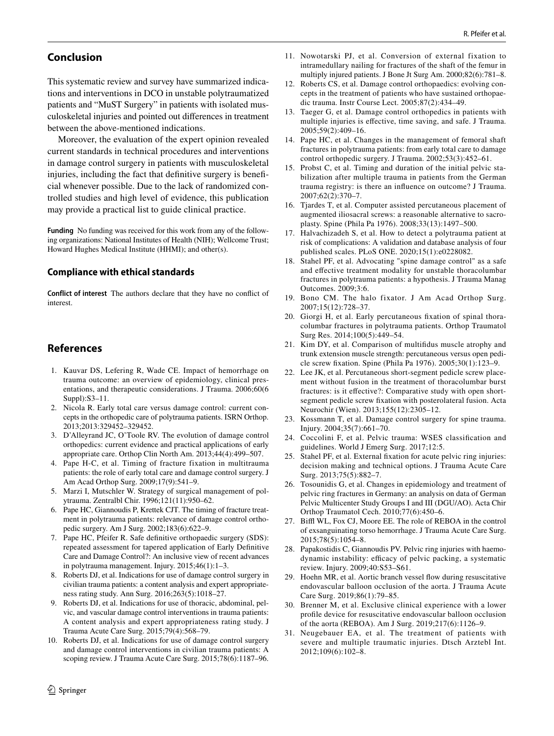## Conclusion

This systematic review and survey have summarized indications and interventions in DCO in unstable polytraumatized patients and "MuST Surgery" in patients with isolated musculoskeletal injuries and pointed out differences in treatment between the above-mentioned indications.

Moreover, the evaluation of the expert opinion revealed current standards in technical procedures and interventions in damage control surgery in patients with musculoskeletal injuries, including the fact that definitive surgery is beneficial whenever possible. Due to the lack of randomized controlled studies and high level of evidence, this publication may provide a practical list to guide clinical practice.

**Funding** No funding was received for this work from any of the following organizations: National Institutes of Health (NIH); Wellcome Trust; Howard Hughes Medical Institute (HHMI); and other(s).

### Compliance with ethical standards

**Conflict of interest** The authors declare that they have no conflict of interest.

## References

1. Kauvar DS, Lefering R, Wade CE. Impact of hemorrhage on trauma outcome: an overview of epidemiology, clinical presentations, and therapeutic considerations. J Trauma. 2006;60(6 Suppl):S3–11.
2. Nicola R. Early total care versus damage control: current concepts in the orthopedic care of polytrauma patients. ISRN Orthop. 2013;2013:329452–329452.
3. D'Alleyrand JC, O'Toole RV. The evolution of damage control orthopedics: current evidence and practical applications of early appropriate care. Orthop Clin North Am. 2013;44(4):499–507.
4. Pape H-C, et al. Timing of fracture fixation in multitrauma patients: the role of early total care and damage control surgery. J Am Acad Orthop Surg. 2009;17(9):541–9.
5. Marzi I, Mutschler W. Strategy of surgical management of polytrauma. Zentralbl Chir. 1996;121(11):950–62.
6. Pape HC, Giannoudis P, Krettek CJT. The timing of fracture treatment in polytrauma patients: relevance of damage control orthopedic surgery. Am J Surg. 2002;183(6):622–9.
7. Pape HC, Pfeifer R. Safe definitive orthopaedic surgery (SDS): repeated assessment for tapered application of Early Definitive Care and Damage Control?: An inclusive view of recent advances in polytrauma management. Injury. 2015;46(1):1–3.
8. Roberts DJ, et al. Indications for use of damage control surgery in civilian trauma patients: a content analysis and expert appropriateness rating study. Ann Surg. 2016;263(5):1018–27.
9. Roberts DJ, et al. Indications for use of thoracic, abdominal, pelvic, and vascular damage control interventions in trauma patients: A content analysis and expert appropriateness rating study. J Trauma Acute Care Surg. 2015;79(4):568–79.
10. Roberts DJ, et al. Indications for use of damage control surgery and damage control interventions in civilian trauma patients: A scoping review. J Trauma Acute Care Surg. 2015;78(6):1187–96.
11. Nowotarski PJ, et al. Conversion of external fixation to intramedullary nailing for fractures of the shaft of the femur in multiply injured patients. J Bone Jt Surg Am. 2000;82(6):781–8.
12. Roberts CS, et al. Damage control orthopaedics: evolving concepts in the treatment of patients who have sustained orthopaedic trauma. Instr Course Lect. 2005;87(2):434–49.
13. Taeger G, et al. Damage control orthopedics in patients with multiple injuries is effective, time saving, and safe. J Trauma. 2005;59(2):409–16.
14. Pape HC, et al. Changes in the management of femoral shaft fractures in polytrauma patients: from early total care to damage control orthopedic surgery. J Trauma. 2002;53(3):452–61.
15. Probst C, et al. Timing and duration of the initial pelvic stabilization after multiple trauma in patients from the German trauma registry: is there an influence on outcome? J Trauma. 2007;62(2):370–7.
16. Tjardes T, et al. Computer assisted percutaneous placement of augmented iliosacral screws: a reasonable alternative to sacroplasty. Spine (Phila Pa 1976). 2008;33(13):1497–500.
17. Halvachizadeh S, et al. How to detect a polytrauma patient at risk of complications: A validation and database analysis of four published scales. PLoS ONE. 2020;15(1):e0228082.
18. Stahel PF, et al. Advocating "spine damage control" as a safe and effective treatment modality for unstable thoracolumbar fractures in polytrauma patients: a hypothesis. J Trauma Manag Outcomes. 2009;3:6.
19. Bono CM. The halo fixator. J Am Acad Orthop Surg. 2007;15(12):728–37.
20. Giorgi H, et al. Early percutaneous fixation of spinal thoracolumbar fractures in polytrauma patients. Orthop Traumatol Surg Res. 2014;100(5):449–54.
21. Kim DY, et al. Comparison of multifidus muscle atrophy and trunk extension muscle strength: percutaneous versus open pedicle screw fixation. Spine (Phila Pa 1976). 2005;30(1):123–9.
22. Lee JK, et al. Percutaneous short-segment pedicle screw placement without fusion in the treatment of thoracolumbar burst fractures: is it effective?: Comparative study with open short-segment pedicle screw fixation with posterolateral fusion. Acta Neurochir (Wien). 2013;155(12):2305–12.
23. Kossmann T, et al. Damage control surgery for spine trauma. Injury. 2004;35(7):661–70.
24. Coccolini F, et al. Pelvic trauma: WSES classification and guidelines. World J Emerg Surg. 2017;12:5.
25. Stahel PF, et al. External fixation for acute pelvic ring injuries: decision making and technical options. J Trauma Acute Care Surg. 2013;75(5):882–7.
26. Tosounidis G, et al. Changes in epidemiology and treatment of pelvic ring fractures in Germany: an analysis on data of German Pelvic Multicenter Study Groups I and III (DGU/AO). Acta Chir Orthop Traumatol Cech. 2010;77(6):450–6.
27. Biffl WL, Fox CJ, Moore EE. The role of REBOA in the control of exsanguinating torso hemorrhage. J Trauma Acute Care Surg. 2015;78(5):1054–8.
28. Papakostidis C, Giannoudis PV. Pelvic ring injuries with haemodynamic instability: efficacy of pelvic packing, a systematic review. Injury. 2009;40:S53–S61.
29. Hoehn MR, et al. Aortic branch vessel flow during resuscitative endovascular balloon occlusion of the aorta. J Trauma Acute Care Surg. 2019;86(1):79–85.
30. Brenner M, et al. Exclusive clinical experience with a lower profile device for resuscitative endovascular balloon occlusion of the aorta (REBOA). Am J Surg. 2019;217(6):1126–9.
31. Neugebauer EA, et al. The treatment of patients with severe and multiple traumatic injuries. Dtsch Arztebl Int. 2012;109(6):102–8.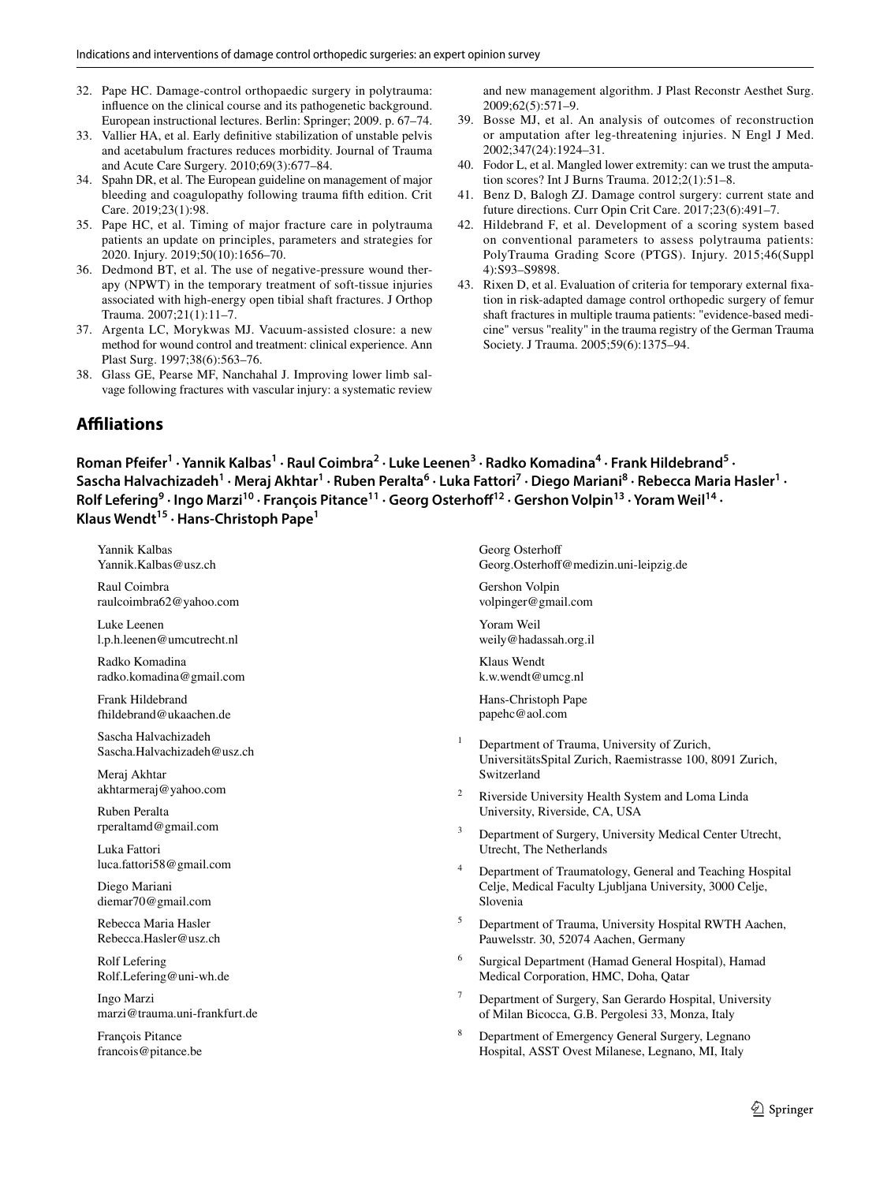32. Pape HC. Damage-control orthopaedic surgery in polytrauma: influence on the clinical course and its pathogenetic background. European instructional lectures. Berlin: Springer; 2009. p. 67–74.
33. Vallier HA, et al. Early definitive stabilization of unstable pelvis and acetabulum fractures reduces morbidity. Journal of Trauma and Acute Care Surgery. 2010;69(3):677–84.
34. Spahn DR, et al. The European guideline on management of major bleeding and coagulopathy following trauma fifth edition. Crit Care. 2019;23(1):98.
35. Pape HC, et al. Timing of major fracture care in polytrauma patients an update on principles, parameters and strategies for 2020. Injury. 2019;50(10):1656–70.
36. Dedmond BT, et al. The use of negative-pressure wound therapy (NPWT) in the temporary treatment of soft-tissue injuries associated with high-energy open tibial shaft fractures. J Orthop Trauma. 2007;21(1):11–7.
37. Argenta LC, Morykwas MJ. Vacuum-assisted closure: a new method for wound control and treatment: clinical experience. Ann Plast Surg. 1997;38(6):563–76.
38. Glass GE, Pearse MF, Nanchahal J. Improving lower limb salvage following fractures with vascular injury: a systematic review and new management algorithm. J Plast Reconstr Aesthet Surg. 2009;62(5):571–9.
39. Bosse MJ, et al. An analysis of outcomes of reconstruction or amputation after leg-threatening injuries. N Engl J Med. 2002;347(24):1924–31.
40. Fodor L, et al. Mangled lower extremity: can we trust the amputation scores? Int J Burns Trauma. 2012;2(1):51–8.
41. Benz D, Balogh ZJ. Damage control surgery: current state and future directions. Curr Opin Crit Care. 2017;23(6):491–7.
42. Hildebrand F, et al. Development of a scoring system based on conventional parameters to assess polytrauma patients: PolyTrauma Grading Score (PTGS). Injury. 2015;46(Suppl 4):S93–S9898.
43. Rixen D, et al. Evaluation of criteria for temporary external fixation in risk-adapted damage control orthopedic surgery of femur shaft fractures in multiple trauma patients: "evidence-based medicine" versus "reality" in the trauma registry of the German Trauma Society. J Trauma. 2005;59(6):1375–94.

## Affiliations

**Roman Pfeifer[1] · Yannik Kalbas[1] · Raul Coimbra[2] · Luke Leenen[3] · Radko Komadina[4] · Frank Hildebrand[5] · Sascha Halvachizadeh[1] · Meraj Akhtar[1] · Ruben Peralta[6] · Luka Fattori[7] · Diego Mariani[8] · Rebecca Maria Hasler[1] · Rolf Lefering[9] · Ingo Marzi[10] · François Pitance[11] · Georg Osterhoff[12] · Gershon Volpin[13] · Yoram Weil[14] · Klaus Wendt[15] · Hans-Christoph Pape[1]**

Yannik Kalbas
Yannik.Kalbas@usz.ch

Raul Coimbra
raulcoimbra62@yahoo.com

Luke Leenen
l.p.h.leenen@umcutrecht.nl

Radko Komadina
radko.komadina@gmail.com

Frank Hildebrand
fhildebrand@ukaachen.de

Sascha Halvachizadeh
Sascha.Halvachizadeh@usz.ch

Meraj Akhtar
akhtarmeraj@yahoo.com

Ruben Peralta
rperaltamd@gmail.com

Luka Fattori
luca.fattori58@gmail.com

Diego Mariani
diemar70@gmail.com

Rebecca Maria Hasler
Rebecca.Hasler@usz.ch

Rolf Lefering
Rolf.Lefering@uni-wh.de

Ingo Marzi
marzi@trauma.uni-frankfurt.de

François Pitance
francois@pitance.be

Georg Osterhoff
Georg.Osterhoff@medizin.uni-leipzig.de

Gershon Volpin
volpinger@gmail.com

Yoram Weil
weily@hadassah.org.il

Klaus Wendt
k.w.wendt@umcg.nl

Hans-Christoph Pape
papehc@aol.com

1. Department of Trauma, University of Zurich, UniversitätsSpital Zurich, Raemistrasse 100, 8091 Zurich, Switzerland
2. Riverside University Health System and Loma Linda University, Riverside, CA, USA
3. Department of Surgery, University Medical Center Utrecht, Utrecht, The Netherlands
4. Department of Traumatology, General and Teaching Hospital Celje, Medical Faculty Ljubljana University, 3000 Celje, Slovenia
5. Department of Trauma, University Hospital RWTH Aachen, Pauwelsstr. 30, 52074 Aachen, Germany
6. Surgical Department (Hamad General Hospital), Hamad Medical Corporation, HMC, Doha, Qatar
7. Department of Surgery, San Gerardo Hospital, University of Milan Bicocca, G.B. Pergolesi 33, Monza, Italy
8. Department of Emergency General Surgery, Legnano Hospital, ASST Ovest Milanese, Legnano, MI, Italy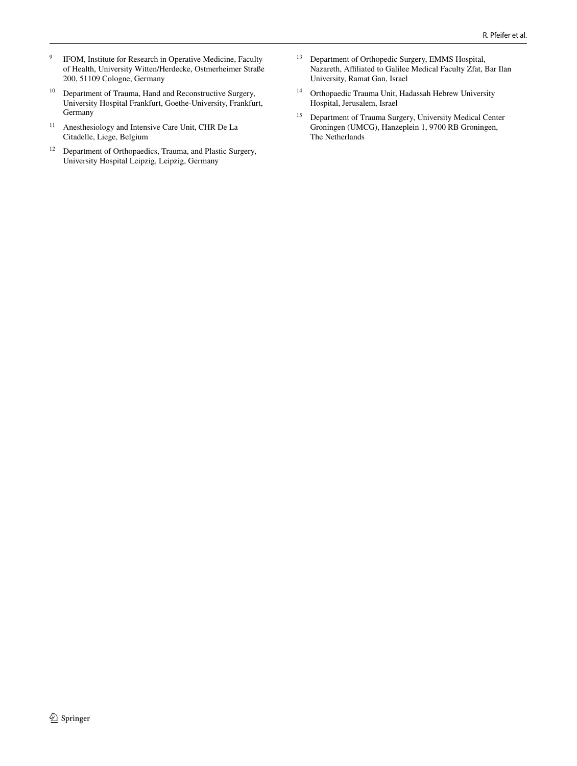[9] IFOM, Institute for Research in Operative Medicine, Faculty of Health, University Witten/Herdecke, Ostmerheimer Straße 200, 51109 Cologne, Germany

[10] Department of Trauma, Hand and Reconstructive Surgery, University Hospital Frankfurt, Goethe-University, Frankfurt, Germany

[11] Anesthesiology and Intensive Care Unit, CHR De La Citadelle, Liege, Belgium

[12] Department of Orthopaedics, Trauma, and Plastic Surgery, University Hospital Leipzig, Leipzig, Germany

[13] Department of Orthopedic Surgery, EMMS Hospital, Nazareth, Affiliated to Galilee Medical Faculty Zfat, Bar Ilan University, Ramat Gan, Israel

[14] Orthopaedic Trauma Unit, Hadassah Hebrew University Hospital, Jerusalem, Israel

[15] Department of Trauma Surgery, University Medical Center Groningen (UMCG), Hanzeplein 1, 9700 RB Groningen, The Netherlands